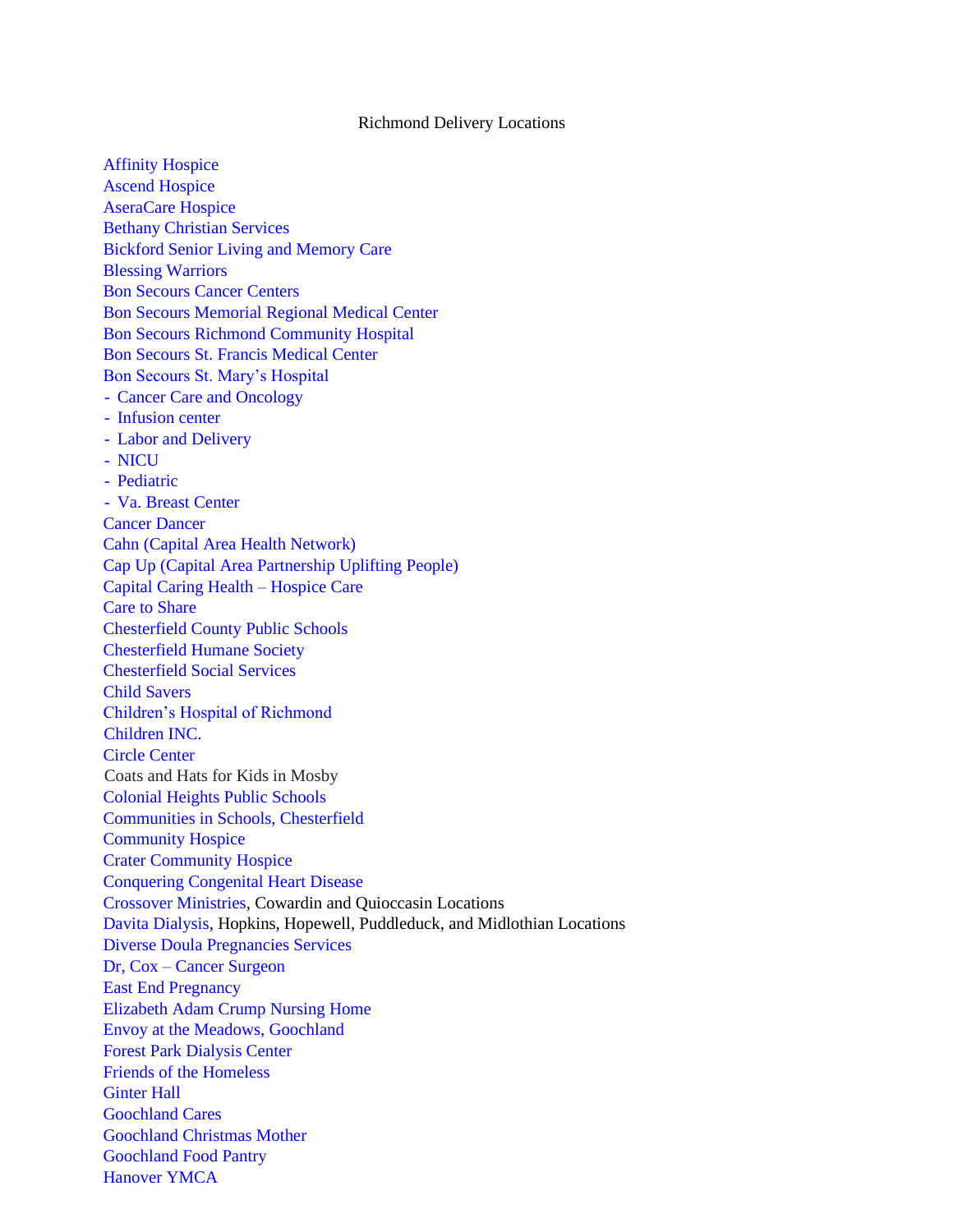# Richmond Delivery Locations

Affinity Hospice
Ascend Hospice
AseraCare Hospice
Bethany Christian Services
Bickford Senior Living and Memory Care
Blessing Warriors
Bon Secours Cancer Centers
Bon Secours Memorial Regional Medical Center
Bon Secours Richmond Community Hospital
Bon Secours St. Francis Medical Center
Bon Secours St. Mary's Hospital
- Cancer Care and Oncology
- Infusion center
- Labor and Delivery
- NICU
- Pediatric
- Va. Breast Center

Cancer Dancer
Cahn (Capital Area Health Network)
Cap Up (Capital Area Partnership Uplifting People)
Capital Caring Health – Hospice Care
Care to Share
Chesterfield County Public Schools
Chesterfield Humane Society
Chesterfield Social Services
Child Savers
Children's Hospital of Richmond
Children INC.
Circle Center
Coats and Hats for Kids in Mosby
Colonial Heights Public Schools
Communities in Schools, Chesterfield
Community Hospice
Crater Community Hospice
Conquering Congenital Heart Disease
Crossover Ministries, Cowardin and Quioccasin Locations
Davita Dialysis, Hopkins, Hopewell, Puddleduck, and Midlothian Locations
Diverse Doula Pregnancies Services
Dr, Cox – Cancer Surgeon
East End Pregnancy
Elizabeth Adam Crump Nursing Home
Envoy at the Meadows, Goochland
Forest Park Dialysis Center
Friends of the Homeless
Ginter Hall
Goochland Cares
Goochland Christmas Mother
Goochland Food Pantry
Hanover YMCA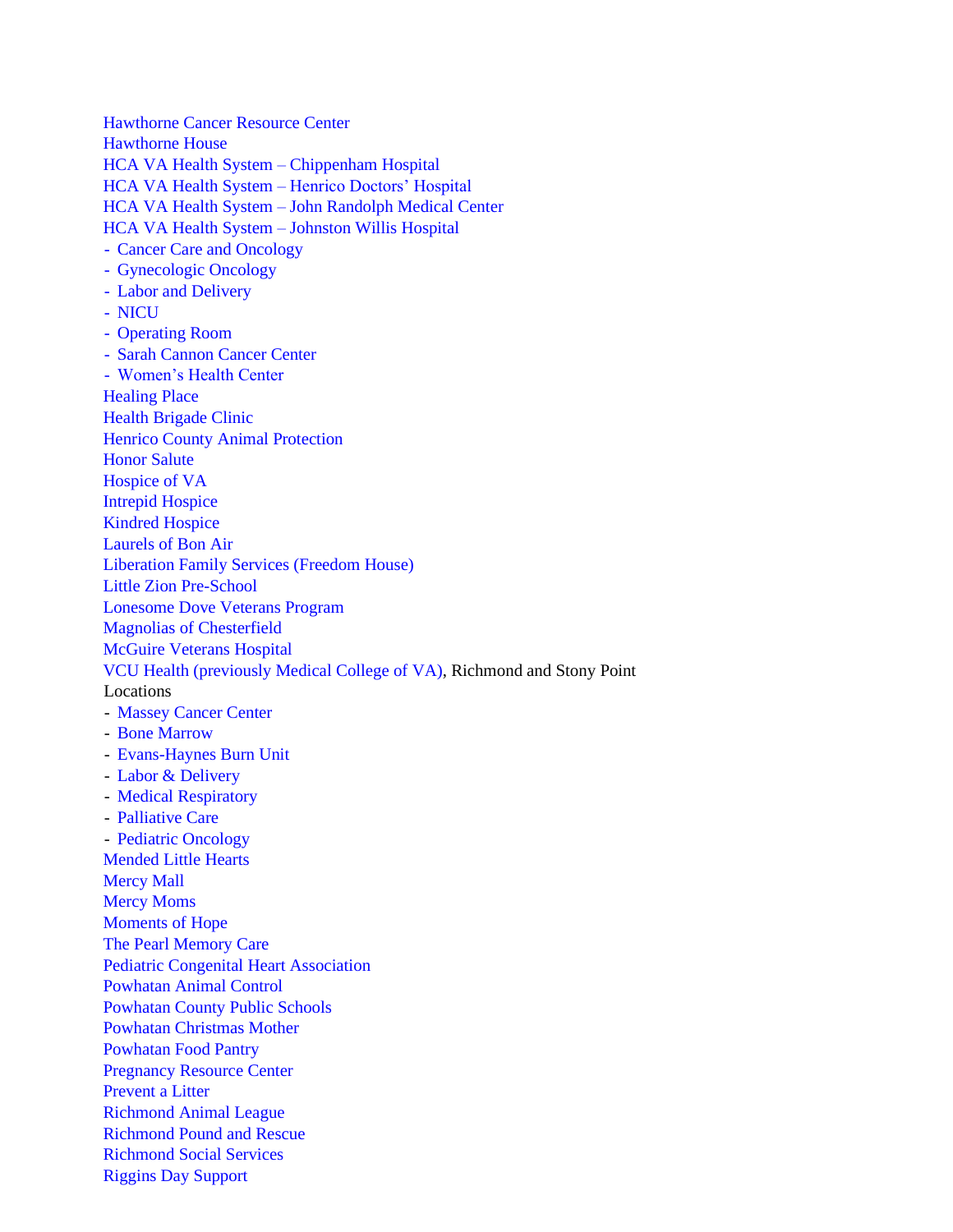Hawthorne Cancer Resource Center
Hawthorne House
HCA VA Health System – Chippenham Hospital
HCA VA Health System – Henrico Doctors' Hospital
HCA VA Health System – John Randolph Medical Center
HCA VA Health System – Johnston Willis Hospital
- Cancer Care and Oncology
- Gynecologic Oncology
- Labor and Delivery
- NICU
- Operating Room
- Sarah Cannon Cancer Center
- Women's Health Center

Healing Place
Health Brigade Clinic
Henrico County Animal Protection
Honor Salute
Hospice of VA
Intrepid Hospice
Kindred Hospice
Laurels of Bon Air
Liberation Family Services (Freedom House)
Little Zion Pre-School
Lonesome Dove Veterans Program
Magnolias of Chesterfield
McGuire Veterans Hospital
VCU Health (previously Medical College of VA), Richmond and Stony Point Locations
- Massey Cancer Center
- Bone Marrow
- Evans-Haynes Burn Unit
- Labor & Delivery
- Medical Respiratory
- Palliative Care
- Pediatric Oncology

Mended Little Hearts
Mercy Mall
Mercy Moms
Moments of Hope
The Pearl Memory Care
Pediatric Congenital Heart Association
Powhatan Animal Control
Powhatan County Public Schools
Powhatan Christmas Mother
Powhatan Food Pantry
Pregnancy Resource Center
Prevent a Litter
Richmond Animal League
Richmond Pound and Rescue
Richmond Social Services
Riggins Day Support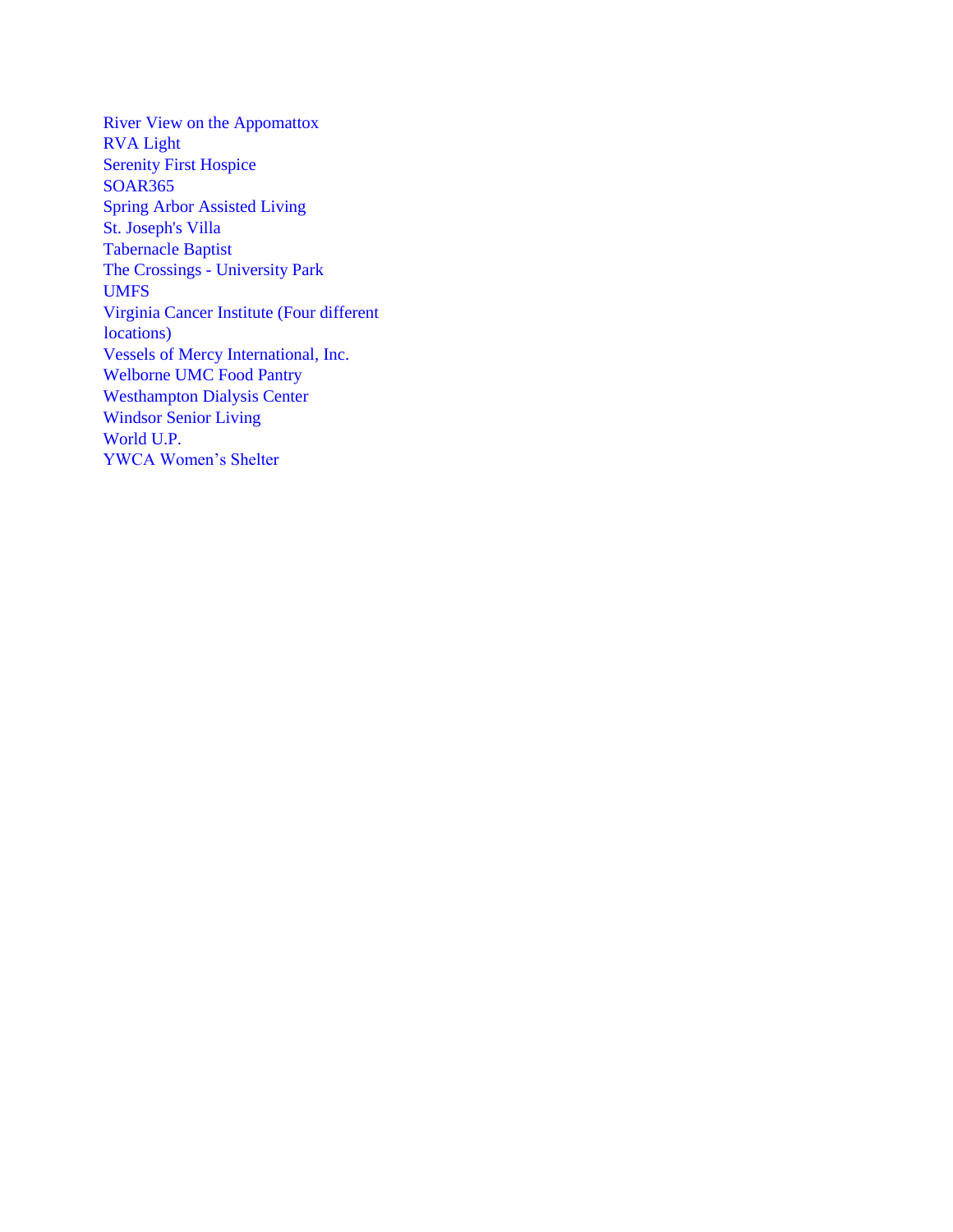River View on the Appomattox
RVA Light
Serenity First Hospice
SOAR365
Spring Arbor Assisted Living
St. Joseph's Villa
Tabernacle Baptist
The Crossings - University Park
UMFS
Virginia Cancer Institute (Four different locations)
Vessels of Mercy International, Inc.
Welborne UMC Food Pantry
Westhampton Dialysis Center
Windsor Senior Living
World U.P.
YWCA Women's Shelter